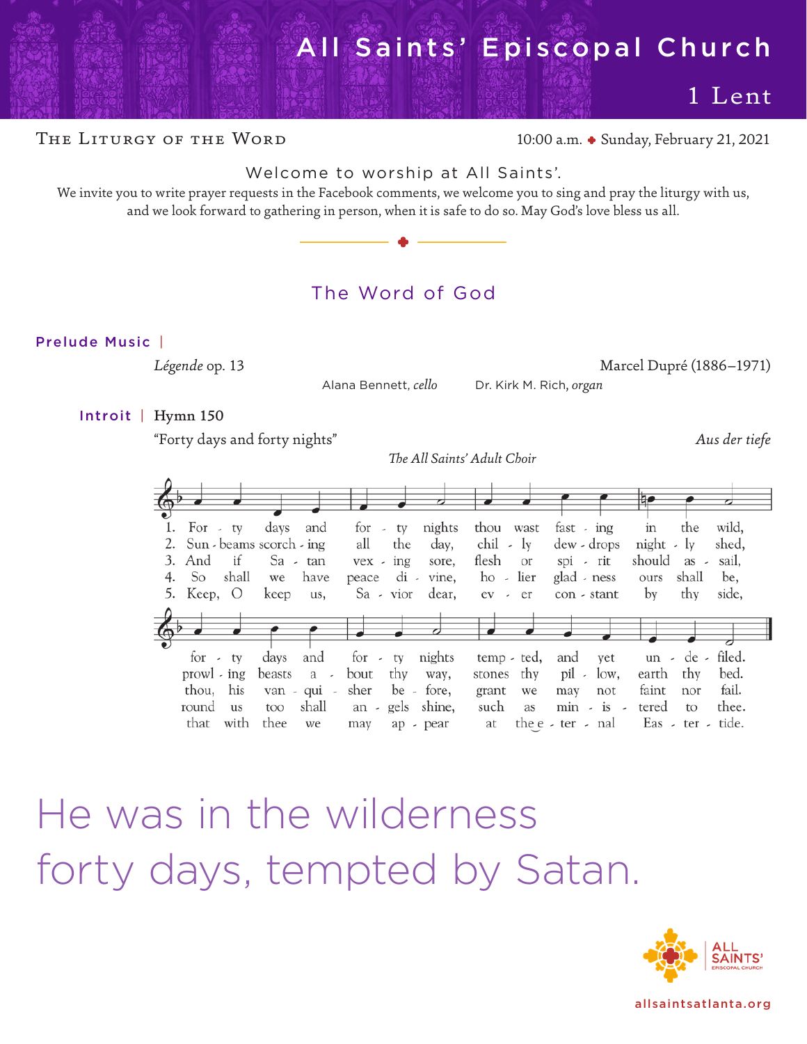# All Saints' Episcopal Church

## 1 Lent

The Liturgy of the Word — 10:00 a.m. ✤ Sunday, February 21, 2021

Welcome to worship at All Saints'.

We invite you to write prayer requests in the Facebook comments, we welcome you to sing and pray the liturgy with us, and we look forward to gathering in person, when it is safe to do so. May God's love bless us all.

## The Word of God

**Prelude Music** |

*Légende* op. 13 — Marcel Dupré (1886–1971)

Alana Bennett, *cello* — Dr. Kirk M. Rich, *organ*

**Introit** | **Hymn 150**

"Forty days and forty nights" — *Aus der tiefe*

*The All Saints' Adult Choir*

1. Forty days and forty nights thou wast fasting in the wild, forty days and forty nights tempted, and yet undefiled.
2. Sunbeams scorching all the day, chilly dew-drops nightly shed, prowling beasts about thy way, stones thy pillow, earth thy bed.
3. And if Satan vexing sore, flesh or spirit should assail, thou, his vanquisher before, grant we may not faint nor fail.
4. So shall we have peace divine, holier gladness ours shall be, round us too shall angels shine, such as ministered to thee.
5. Keep, O keep us, Savior dear, ever constant by thy side, that with thee we may appear at the eternal Eastertide.

He was in the wilderness forty days, tempted by Satan.

allsaintsatlanta.org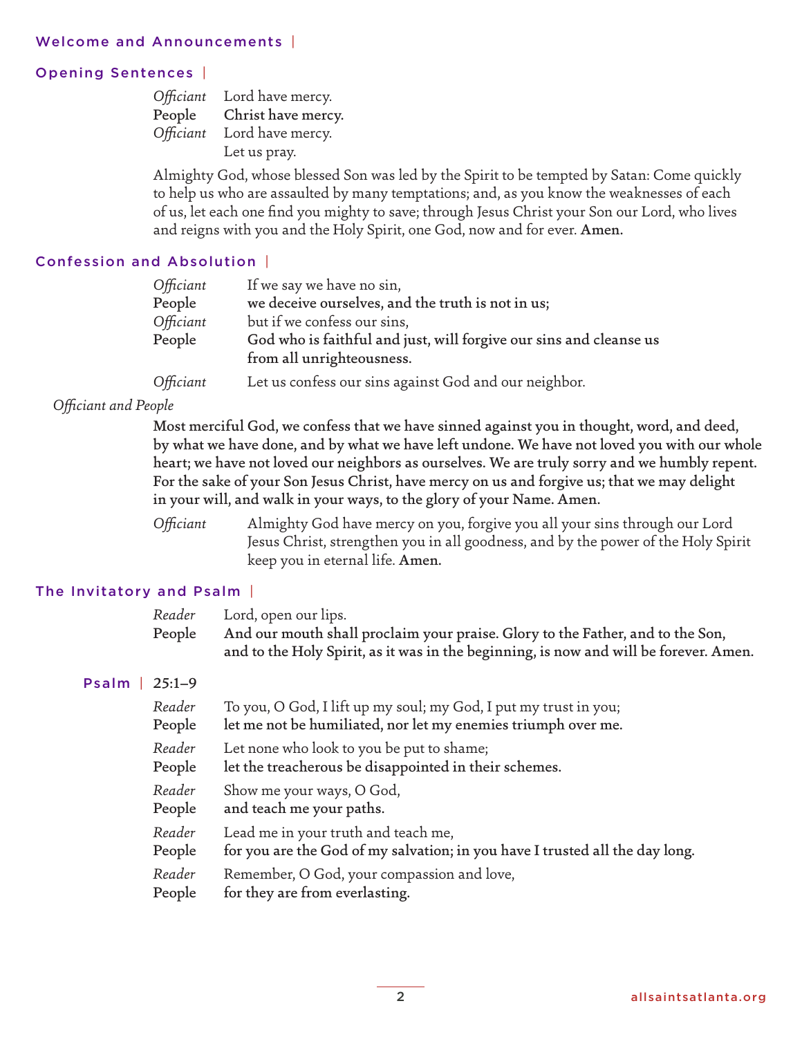## Welcome and Announcements |

## Opening Sentences |

*Officiant* Lord have mercy.
People **Christ have mercy.**
*Officiant* Lord have mercy.
Let us pray.

Almighty God, whose blessed Son was led by the Spirit to be tempted by Satan: Come quickly to help us who are assaulted by many temptations; and, as you know the weaknesses of each of us, let each one find you mighty to save; through Jesus Christ your Son our Lord, who lives and reigns with you and the Holy Spirit, one God, now and for ever. **Amen.**

## Confession and Absolution |

*Officiant* If we say we have no sin,
People **we deceive ourselves, and the truth is not in us;**
*Officiant* but if we confess our sins,
People **God who is faithful and just, will forgive our sins and cleanse us from all unrighteousness.**
*Officiant* Let us confess our sins against God and our neighbor.

*Officiant and People*

**Most merciful God, we confess that we have sinned against you in thought, word, and deed, by what we have done, and by what we have left undone. We have not loved you with our whole heart; we have not loved our neighbors as ourselves. We are truly sorry and we humbly repent. For the sake of your Son Jesus Christ, have mercy on us and forgive us; that we may delight in your will, and walk in your ways, to the glory of your Name. Amen.**

*Officiant* Almighty God have mercy on you, forgive you all your sins through our Lord Jesus Christ, strengthen you in all goodness, and by the power of the Holy Spirit keep you in eternal life. **Amen.**

## The Invitatory and Psalm |

*Reader* Lord, open our lips.
People **And our mouth shall proclaim your praise. Glory to the Father, and to the Son, and to the Holy Spirit, as it was in the beginning, is now and will be forever. Amen.**

### Psalm | 25:1–9

*Reader* To you, O God, I lift up my soul; my God, I put my trust in you;
People **let me not be humiliated, nor let my enemies triumph over me.**

*Reader* Let none who look to you be put to shame;
People **let the treacherous be disappointed in their schemes.**

*Reader* Show me your ways, O God,
People **and teach me your paths.**

*Reader* Lead me in your truth and teach me,
People **for you are the God of my salvation; in you have I trusted all the day long.**

*Reader* Remember, O God, your compassion and love,
People **for they are from everlasting.**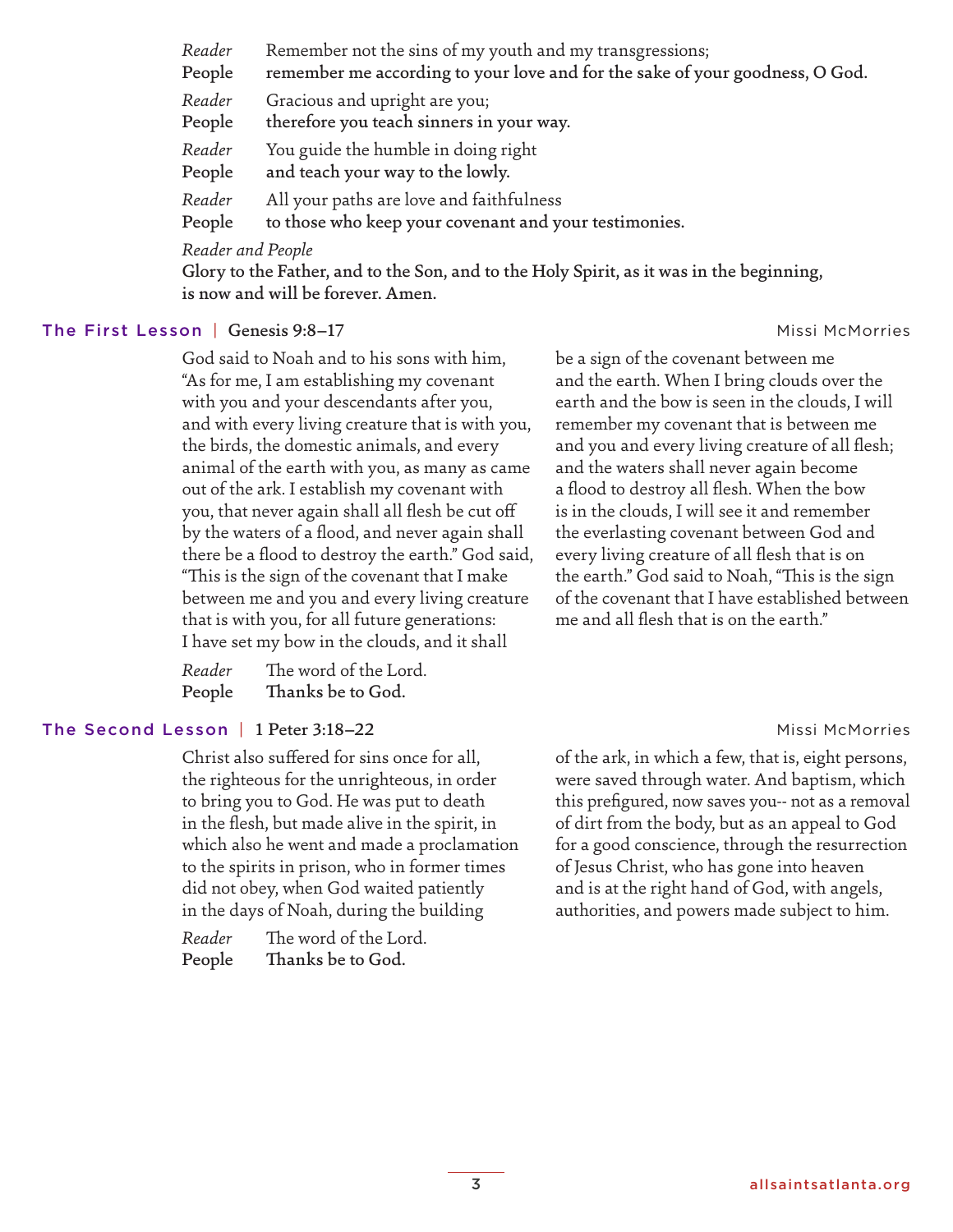*Reader* Remember not the sins of my youth and my transgressions;
**People** **remember me according to your love and for the sake of your goodness, O God.**

*Reader* Gracious and upright are you;
**People** **therefore you teach sinners in your way.**

*Reader* You guide the humble in doing right
**People** **and teach your way to the lowly.**

*Reader* All your paths are love and faithfulness
**People** **to those who keep your covenant and your testimonies.**

*Reader and People*
**Glory to the Father, and to the Son, and to the Holy Spirit, as it was in the beginning, is now and will be forever. Amen.**

## The First Lesson | Genesis 9:8–17

Missi McMorries

God said to Noah and to his sons with him, "As for me, I am establishing my covenant with you and your descendants after you, and with every living creature that is with you, the birds, the domestic animals, and every animal of the earth with you, as many as came out of the ark. I establish my covenant with you, that never again shall all flesh be cut off by the waters of a flood, and never again shall there be a flood to destroy the earth." God said, "This is the sign of the covenant that I make between me and you and every living creature that is with you, for all future generations: I have set my bow in the clouds, and it shall be a sign of the covenant between me and the earth. When I bring clouds over the earth and the bow is seen in the clouds, I will remember my covenant that is between me and you and every living creature of all flesh; and the waters shall never again become a flood to destroy all flesh. When the bow is in the clouds, I will see it and remember the everlasting covenant between God and every living creature of all flesh that is on the earth." God said to Noah, "This is the sign of the covenant that I have established between me and all flesh that is on the earth."

*Reader* The word of the Lord.
**People** **Thanks be to God.**

## The Second Lesson | 1 Peter 3:18–22

Missi McMorries

Christ also suffered for sins once for all, the righteous for the unrighteous, in order to bring you to God. He was put to death in the flesh, but made alive in the spirit, in which also he went and made a proclamation to the spirits in prison, who in former times did not obey, when God waited patiently in the days of Noah, during the building of the ark, in which a few, that is, eight persons, were saved through water. And baptism, which this prefigured, now saves you-- not as a removal of dirt from the body, but as an appeal to God for a good conscience, through the resurrection of Jesus Christ, who has gone into heaven and is at the right hand of God, with angels, authorities, and powers made subject to him.

*Reader* The word of the Lord.
**People** **Thanks be to God.**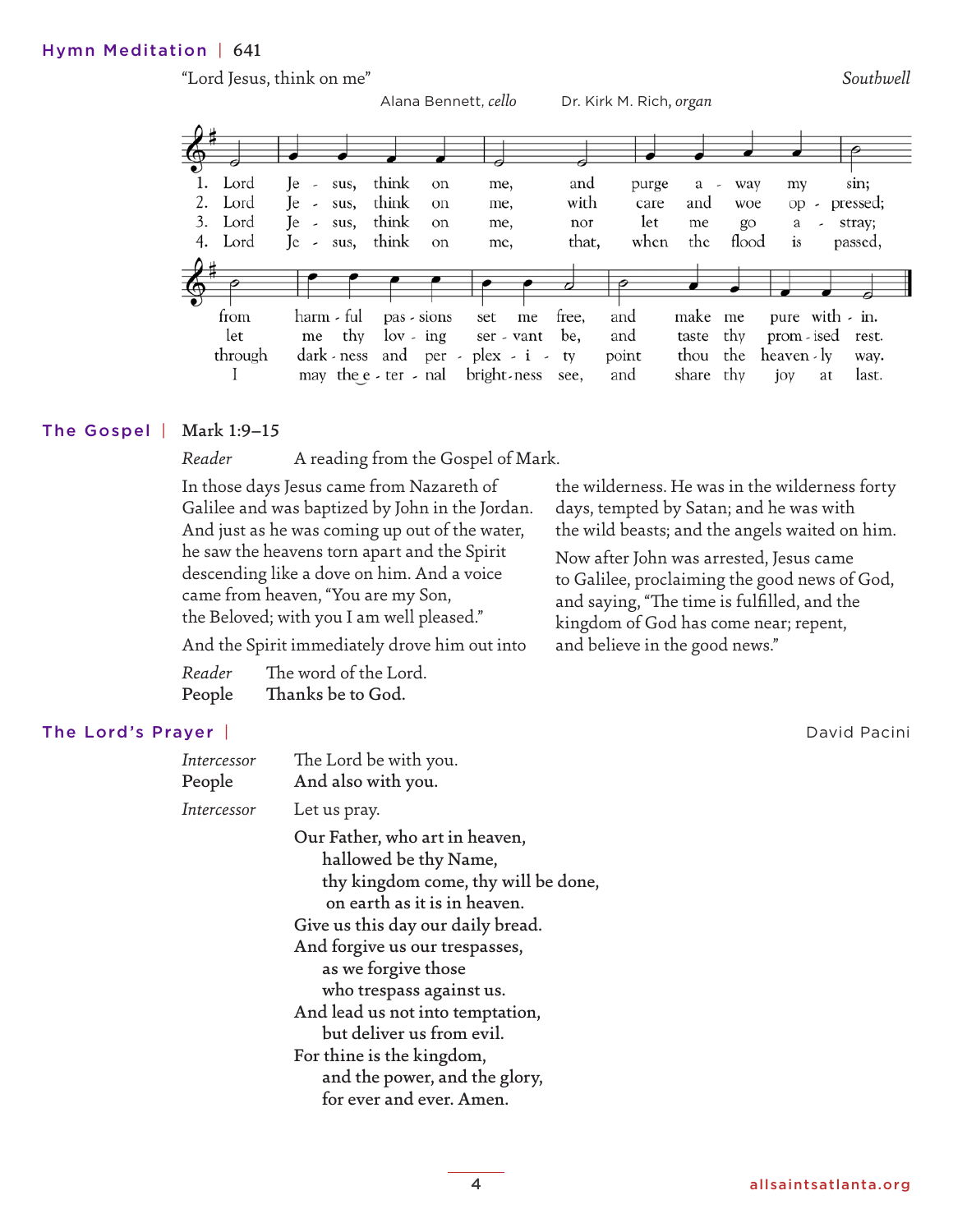## Hymn Meditation | 641

"Lord Jesus, think on me" *Southwell*

Alana Bennett, *cello* Dr. Kirk M. Rich, *organ*

1. Lord Jesus, think on me, and purge away my sin; from harmful passions set me free, and make me pure within.
2. Lord Jesus, think on me, with care and woe oppressed; let me thy loving servant be, and taste thy promised rest.
3. Lord Jesus, think on me, nor let me go astray; through darkness and perplexity point thou the heavenly way.
4. Lord Jesus, think on me, that, when the flood is passed, I may the eternal brightness see, and share thy joy at last.

## The Gospel | Mark 1:9–15

*Reader* A reading from the Gospel of Mark.

In those days Jesus came from Nazareth of Galilee and was baptized by John in the Jordan. And just as he was coming up out of the water, he saw the heavens torn apart and the Spirit descending like a dove on him. And a voice came from heaven, "You are my Son, the Beloved; with you I am well pleased."

And the Spirit immediately drove him out into the wilderness. He was in the wilderness forty days, tempted by Satan; and he was with the wild beasts; and the angels waited on him.

Now after John was arrested, Jesus came to Galilee, proclaiming the good news of God, and saying, "The time is fulfilled, and the kingdom of God has come near; repent, and believe in the good news."

*Reader* The word of the Lord.
People **Thanks be to God.**

## The Lord's Prayer | David Pacini

*Intercessor* The Lord be with you.
People **And also with you.**
*Intercessor* Let us pray.

**Our Father, who art in heaven,**
**hallowed be thy Name,**
**thy kingdom come, thy will be done,**
**on earth as it is in heaven.**
**Give us this day our daily bread.**
**And forgive us our trespasses,**
**as we forgive those**
**who trespass against us.**
**And lead us not into temptation,**
**but deliver us from evil.**
**For thine is the kingdom,**
**and the power, and the glory,**
**for ever and ever. Amen.**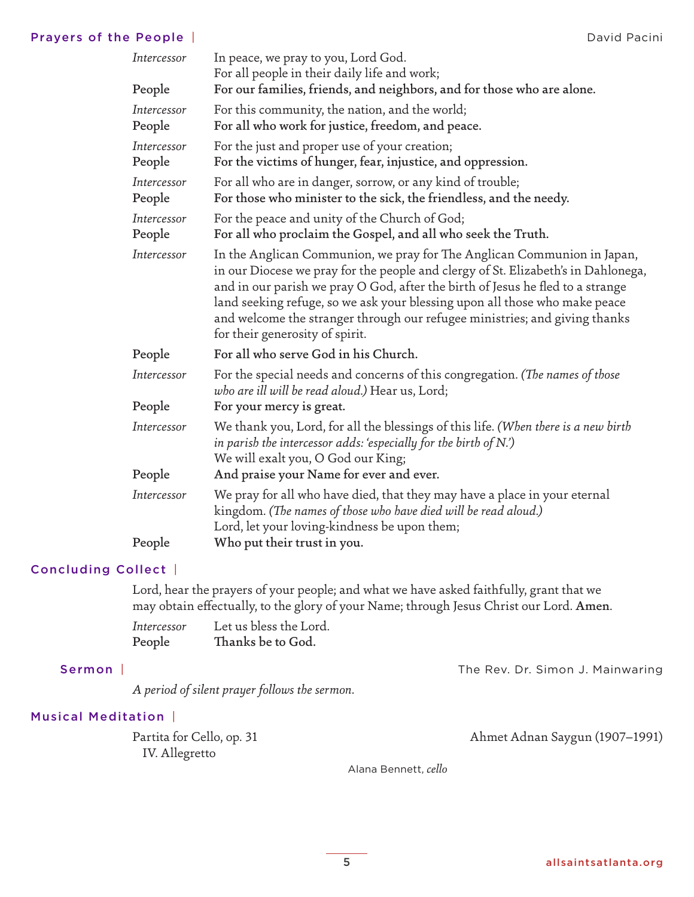## Prayers of the People | David Pacini

*Intercessor* In peace, we pray to you, Lord God.
For all people in their daily life and work;

People **For our families, friends, and neighbors, and for those who are alone.**

*Intercessor* For this community, the nation, and the world;

People **For all who work for justice, freedom, and peace.**

*Intercessor* For the just and proper use of your creation;

People **For the victims of hunger, fear, injustice, and oppression.**

*Intercessor* For all who are in danger, sorrow, or any kind of trouble;

People **For those who minister to the sick, the friendless, and the needy.**

*Intercessor* For the peace and unity of the Church of God;

People **For all who proclaim the Gospel, and all who seek the Truth.**

*Intercessor* In the Anglican Communion, we pray for The Anglican Communion in Japan, in our Diocese we pray for the people and clergy of St. Elizabeth's in Dahlonega, and in our parish we pray O God, after the birth of Jesus he fled to a strange land seeking refuge, so we ask your blessing upon all those who make peace and welcome the stranger through our refugee ministries; and giving thanks for their generosity of spirit.

People **For all who serve God in his Church.**

*Intercessor* For the special needs and concerns of this congregation. *(The names of those who are ill will be read aloud.)* Hear us, Lord;

People **For your mercy is great.**

*Intercessor* We thank you, Lord, for all the blessings of this life. *(When there is a new birth in parish the intercessor adds: 'especially for the birth of N.')*
We will exalt you, O God our King;

People **And praise your Name for ever and ever.**

*Intercessor* We pray for all who have died, that they may have a place in your eternal kingdom. *(The names of those who have died will be read aloud.)*
Lord, let your loving-kindness be upon them;

People **Who put their trust in you.**

## Concluding Collect |

Lord, hear the prayers of your people; and what we have asked faithfully, grant that we may obtain effectually, to the glory of your Name; through Jesus Christ our Lord. **Amen**.

*Intercessor* Let us bless the Lord.

People **Thanks be to God.**

## Sermon | The Rev. Dr. Simon J. Mainwaring

*A period of silent prayer follows the sermon.*

## Musical Meditation |

Partita for Cello, op. 31 — Ahmet Adnan Saygun (1907–1991)
IV. Allegretto

Alana Bennett, *cello*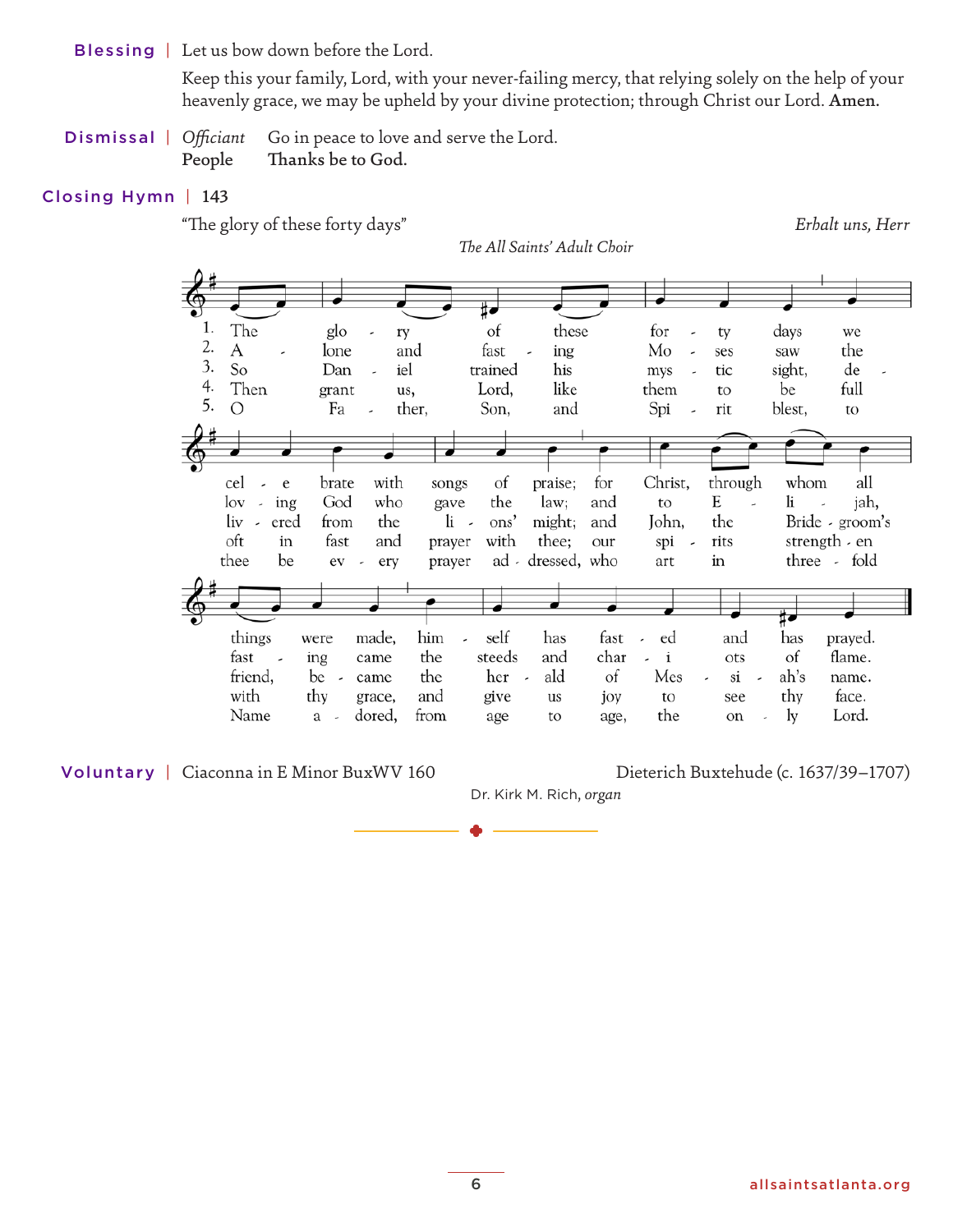**Blessing** | Let us bow down before the Lord.

Keep this your family, Lord, with your never-failing mercy, that relying solely on the help of your heavenly grace, we may be upheld by your divine protection; through Christ our Lord. **Amen.**

**Dismissal** | *Officiant* Go in peace to love and serve the Lord.

**People** **Thanks be to God.**

**Closing Hymn** | 143

"The glory of these forty days" *Erhalt uns, Herr*

*The All Saints' Adult Choir*

1. The glory of these forty days we celebrate with songs of praise; for Christ, through whom all things were made, himself has fasted and has prayed.
2. Alone and fasting Moses saw the loving God who gave the law; and to Elijah, fasting, came the steeds and chariots of flame.
3. So Daniel trained his mystic sight, delivered from the lions' might; and John, the Bridegroom's friend, became the herald of Messiah's name.
4. Then grant us, Lord, like them to be full oft in fast and prayer with thee; our spirits strengthen with thy grace, and give us joy to see thy face.
5. O Father, Son, and Spirit blest, to thee be every prayer addressed, who art in threefold Name adored, from age to age, the only Lord.

**Voluntary** | Ciaconna in E Minor BuxWV 160 Dieterich Buxtehude (c. 1637/39–1707)

Dr. Kirk M. Rich, *organ*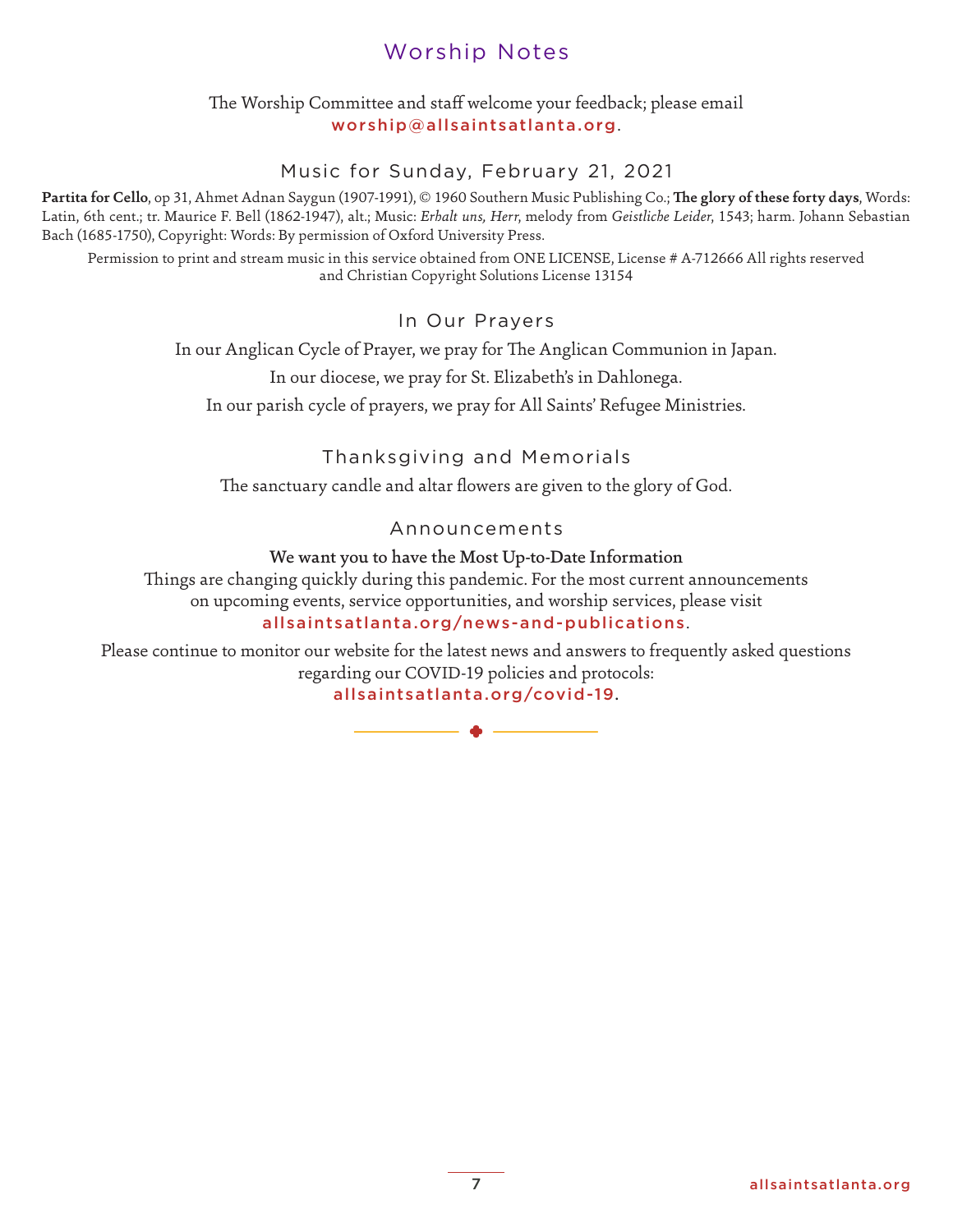# Worship Notes

The Worship Committee and staff welcome your feedback; please email worship@allsaintsatlanta.org.

## Music for Sunday, February 21, 2021

**Partita for Cello**, op 31, Ahmet Adnan Saygun (1907-1991), © 1960 Southern Music Publishing Co.; **The glory of these forty days**, Words: Latin, 6th cent.; tr. Maurice F. Bell (1862-1947), alt.; Music: *Erhalt uns, Herr*, melody from *Geistliche Leider*, 1543; harm. Johann Sebastian Bach (1685-1750), Copyright: Words: By permission of Oxford University Press.

Permission to print and stream music in this service obtained from ONE LICENSE, License # A-712666 All rights reserved and Christian Copyright Solutions License 13154

## In Our Prayers

In our Anglican Cycle of Prayer, we pray for The Anglican Communion in Japan.

In our diocese, we pray for St. Elizabeth's in Dahlonega.

In our parish cycle of prayers, we pray for All Saints' Refugee Ministries.

## Thanksgiving and Memorials

The sanctuary candle and altar flowers are given to the glory of God.

## Announcements

**We want you to have the Most Up-to-Date Information**

Things are changing quickly during this pandemic. For the most current announcements on upcoming events, service opportunities, and worship services, please visit allsaintsatlanta.org/news-and-publications.

Please continue to monitor our website for the latest news and answers to frequently asked questions regarding our COVID-19 policies and protocols: allsaintsatlanta.org/covid-19.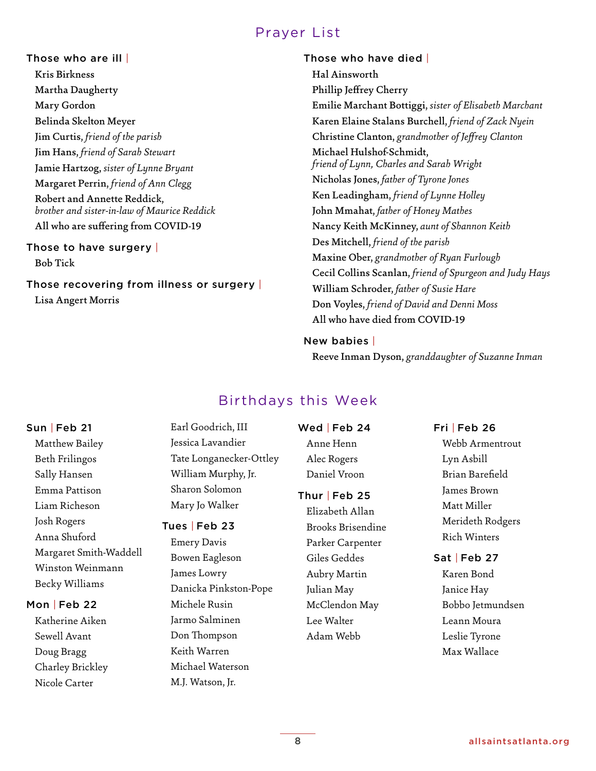# Prayer List

## Those who are ill |

**Kris Birkness**
**Martha Daugherty**
**Mary Gordon**
**Belinda Skelton Meyer**
**Jim Curtis**, *friend of the parish*
**Jim Hans**, *friend of Sarah Stewart*
**Jamie Hartzog**, *sister of Lynne Bryant*
**Margaret Perrin**, *friend of Ann Clegg*
**Robert and Annette Reddick**, *brother and sister-in-law of Maurice Reddick*
**All who are suffering from COVID-19**

## Those to have surgery |

**Bob Tick**

## Those recovering from illness or surgery |

**Lisa Angert Morris**

## Those who have died |

**Hal Ainsworth**
**Phillip Jeffrey Cherry**
**Emilie Marchant Bottiggi**, *sister of Elisabeth Marchant*
**Karen Elaine Stalans Burchell**, *friend of Zack Nyein*
**Christine Clanton**, *grandmother of Jeffrey Clanton*
**Michael Hulshof-Schmidt**, *friend of Lynn, Charles and Sarah Wright*
**Nicholas Jones**, *father of Tyrone Jones*
**Ken Leadingham**, *friend of Lynne Holley*
**John Mmahat**, *father of Honey Mathes*
**Nancy Keith McKinney**, *aunt of Shannon Keith*
**Des Mitchell**, *friend of the parish*
**Maxine Ober**, *grandmother of Ryan Furlough*
**Cecil Collins Scanlan**, *friend of Spurgeon and Judy Hays*
**William Schroder**, *father of Susie Hare*
**Don Voyles**, *friend of David and Denni Moss*
**All who have died from COVID-19**

## New babies |

**Reeve Inman Dyson**, *granddaughter of Suzanne Inman*

# Birthdays this Week

## Sun | Feb 21

Matthew Bailey
Beth Frilingos
Sally Hansen
Emma Pattison
Liam Richeson
Josh Rogers
Anna Shuford
Margaret Smith-Waddell
Winston Weinmann
Becky Williams

## Mon | Feb 22

Katherine Aiken
Sewell Avant
Doug Bragg
Charley Brickley
Nicole Carter
Earl Goodrich, III
Jessica Lavandier
Tate Longanecker-Ottley
William Murphy, Jr.
Sharon Solomon
Mary Jo Walker

## Tues | Feb 23

Emery Davis
Bowen Eagleson
James Lowry
Danicka Pinkston-Pope
Michele Rusin
Jarmo Salminen
Don Thompson
Keith Warren
Michael Waterson
M.J. Watson, Jr.

## Wed | Feb 24

Anne Henn
Alec Rogers
Daniel Vroon

## Thur | Feb 25

Elizabeth Allan
Brooks Brisendine
Parker Carpenter
Giles Geddes
Aubry Martin
Julian May
McClendon May
Lee Walter
Adam Webb

## Fri | Feb 26

Webb Armentrout
Lyn Asbill
Brian Barefield
James Brown
Matt Miller
Merideth Rodgers
Rich Winters

## Sat | Feb 27

Karen Bond
Janice Hay
Bobbo Jetmundsen
Leann Moura
Leslie Tyrone
Max Wallace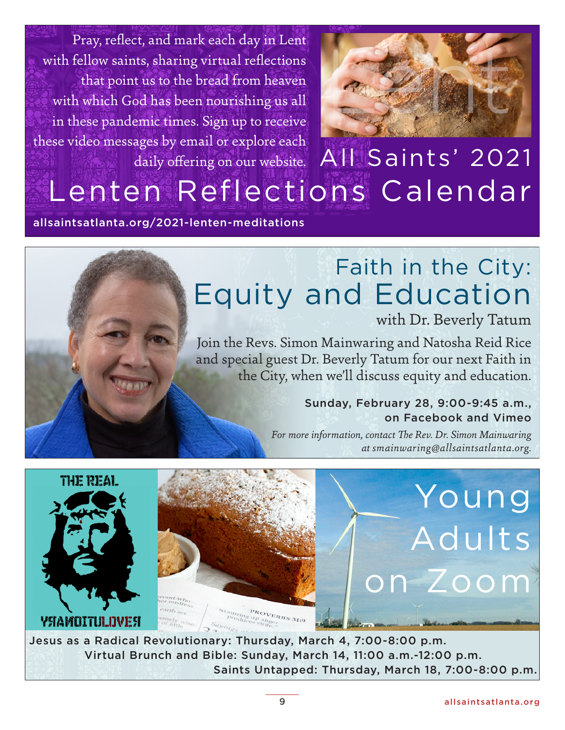# All Saints' 2021 Lenten Reflections Calendar

Pray, reflect, and mark each day in Lent with fellow saints, sharing virtual reflections that point us to the bread from heaven with which God has been nourishing us all in these pandemic times. Sign up to receive these video messages by email or explore each daily offering on our website.

allsaintsatlanta.org/2021-lenten-meditations

# Faith in the City: Equity and Education

with Dr. Beverly Tatum

Join the Revs. Simon Mainwaring and Natosha Reid Rice and special guest Dr. Beverly Tatum for our next Faith in the City, when we'll discuss equity and education.

Sunday, February 28, 9:00-9:45 a.m., on Facebook and Vimeo

*For more information, contact The Rev. Dr. Simon Mainwaring at smainwaring@allsaintsatlanta.org.*

# Young Adults on Zoom

Jesus as a Radical Revolutionary: Thursday, March 4, 7:00-8:00 p.m.

Virtual Brunch and Bible: Sunday, March 14, 11:00 a.m.-12:00 p.m.

Saints Untapped: Thursday, March 18, 7:00-8:00 p.m.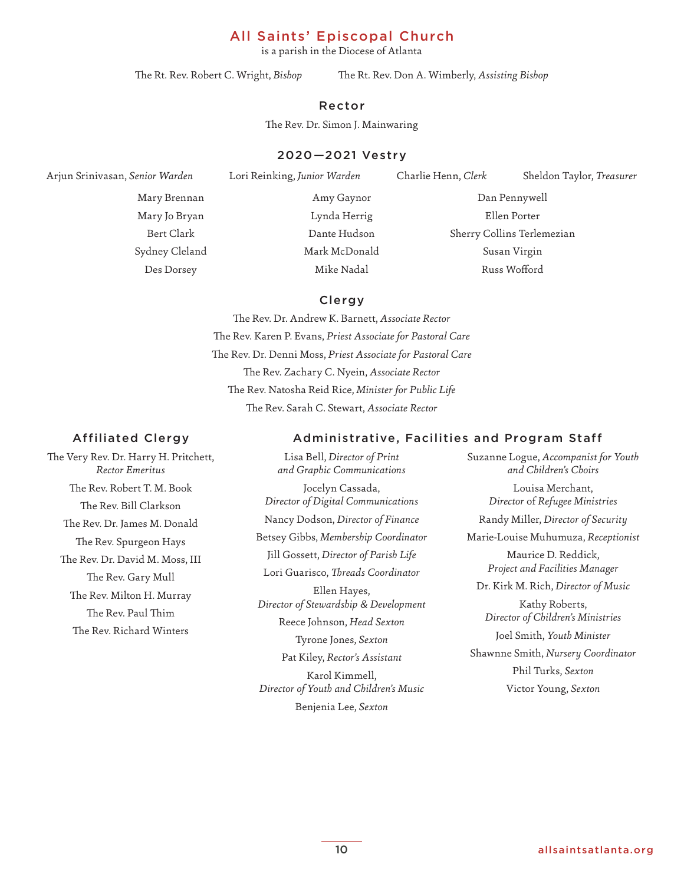# All Saints' Episcopal Church

is a parish in the Diocese of Atlanta

The Rt. Rev. Robert C. Wright, *Bishop*

The Rt. Rev. Don A. Wimberly, *Assisting Bishop*

## Rector

The Rev. Dr. Simon J. Mainwaring

## 2020—2021 Vestry

Arjun Srinivasan, *Senior Warden*

Lori Reinking, *Junior Warden*

Charlie Henn, *Clerk*

Sheldon Taylor, *Treasurer*

Mary Brennan

Mary Jo Bryan

Bert Clark

Sydney Cleland

Des Dorsey

Amy Gaynor

Lynda Herrig

Dante Hudson

Mark McDonald

Mike Nadal

Dan Pennywell

Ellen Porter

Sherry Collins Terlemezian

Susan Virgin

Russ Wofford

## Clergy

The Rev. Dr. Andrew K. Barnett, *Associate Rector*

The Rev. Karen P. Evans, *Priest Associate for Pastoral Care*

The Rev. Dr. Denni Moss, *Priest Associate for Pastoral Care*

The Rev. Zachary C. Nyein, *Associate Rector*

The Rev. Natosha Reid Rice, *Minister for Public Life*

The Rev. Sarah C. Stewart, *Associate Rector*

## Affiliated Clergy

The Very Rev. Dr. Harry H. Pritchett, *Rector Emeritus*

The Rev. Robert T. M. Book

The Rev. Bill Clarkson

The Rev. Dr. James M. Donald

The Rev. Spurgeon Hays

The Rev. Dr. David M. Moss, III

The Rev. Gary Mull

The Rev. Milton H. Murray

The Rev. Paul Thim

The Rev. Richard Winters

## Administrative, Facilities and Program Staff

Lisa Bell, *Director of Print and Graphic Communications*

Jocelyn Cassada, *Director of Digital Communications*

Nancy Dodson, *Director of Finance*

Betsey Gibbs, *Membership Coordinator*

Jill Gossett, *Director of Parish Life*

Lori Guarisco, *Threads Coordinator*

Ellen Hayes, *Director of Stewardship & Development*

Reece Johnson, *Head Sexton*

Tyrone Jones, *Sexton*

Pat Kiley, *Rector's Assistant*

Karol Kimmell, *Director of Youth and Children's Music*

Benjenia Lee, *Sexton*

Suzanne Logue, *Accompanist for Youth and Children's Choirs*

Louisa Merchant, *Director of Refugee Ministries*

Randy Miller, *Director of Security*

Marie-Louise Muhumuza, *Receptionist*

Maurice D. Reddick, *Project and Facilities Manager*

Dr. Kirk M. Rich, *Director of Music*

Kathy Roberts, *Director of Children's Ministries*

Joel Smith, *Youth Minister*

Shawnne Smith, *Nursery Coordinator*

Phil Turks, *Sexton*

Victor Young, *Sexton*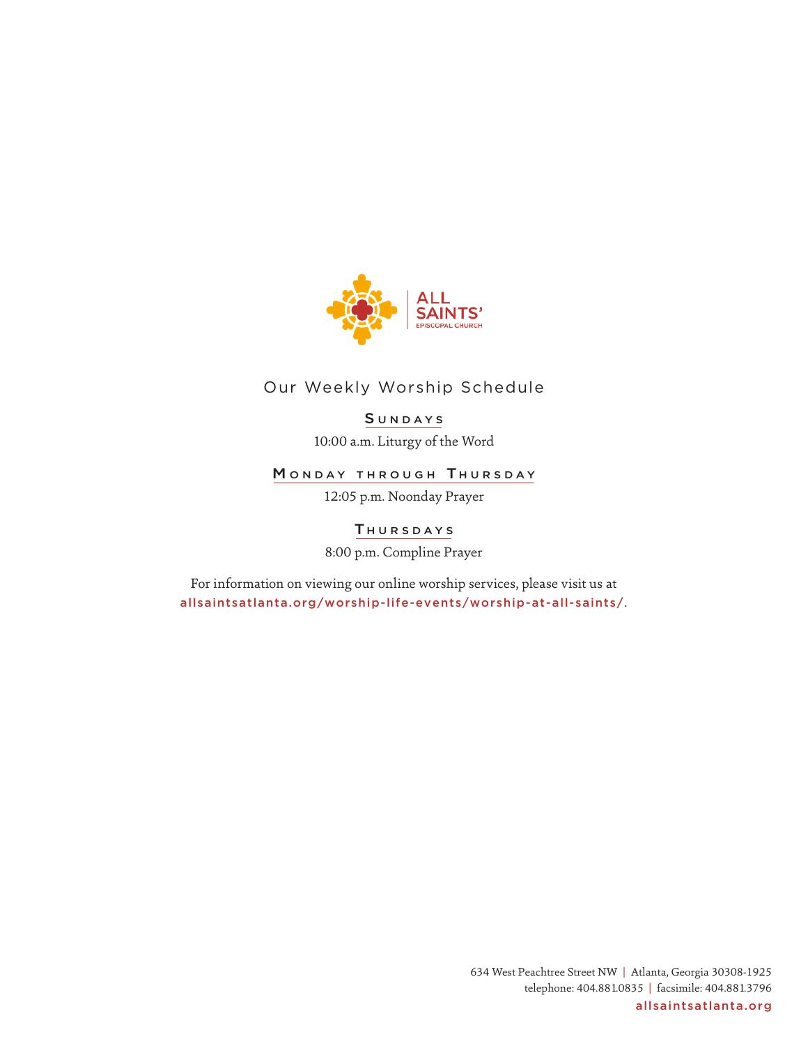ALL SAINTS'
EPISCOPAL CHURCH

## Our Weekly Worship Schedule

### Sundays

10:00 a.m. Liturgy of the Word

### Monday through Thursday

12:05 p.m. Noonday Prayer

### Thursdays

8:00 p.m. Compline Prayer

For information on viewing our online worship services, please visit us at allsaintsatlanta.org/worship-life-events/worship-at-all-saints/.

634 West Peachtree Street NW | Atlanta, Georgia 30308-1925
telephone: 404.881.0835 | facsimile: 404.881.3796
allsaintsatlanta.org